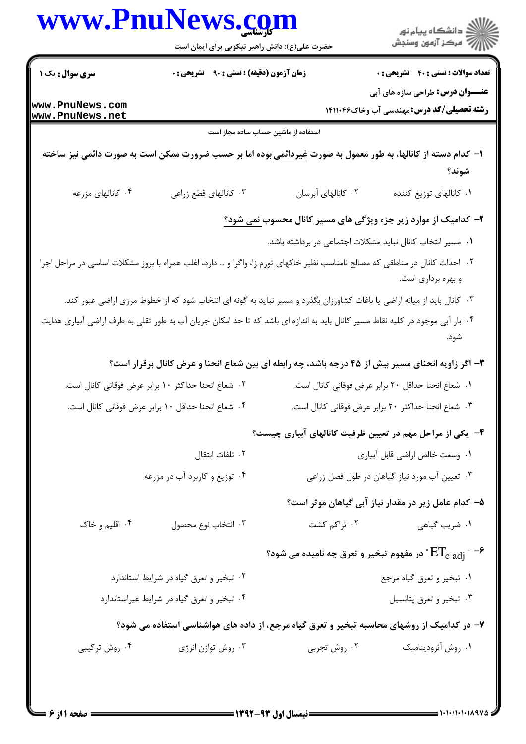**سری سوال:** یک ۱

**زمان آزمون (دقیقه) : تستی : ۹۰ تشریحی : ۰**

**تعداد سوالات : تستی : ۴۰ تشریحی : ۰**

**عنـــوان درس:** طراحی سازه های آبی

**رشته تحصیلی/کد درس:** مهندسی آب وخاک ۱۴۱۱۰۴۶

استفاده از ماشین حساب ساده مجاز است

**۱- کدام دسته از کانالها، به طور معمول به صورت غیردائمی بوده اما بر حسب ضرورت ممکن است به صورت دائمی نیز ساخته شوند؟**

۱. کانالهای توزیع کننده
۲. کانالهای آبرسان
۳. کانالهای قطع زراعی
۴. کانالهای مزرعه

**۲- کدامیک از موارد زیر جزء ویژگی های مسیر کانال محسوب نمی شود؟**

۱. مسیر انتخاب کانال نباید مشکلات اجتماعی در برداشته باشد.
۲. احداث کانال در مناطقی که مصالح نامناسب نظیر خاکهای تورم زا، واگرا و ... دارد، اغلب همراه با بروز مشکلات اساسی در مراحل اجرا و بهره برداری است.
۳. کانال باید از میانه اراضی یا باغات کشاورزان بگذرد و مسیر نباید به گونه ای انتخاب شود که از خطوط مرزی اراضی عبور کند.
۴. بار آبی موجود در کلیه نقاط مسیر کانال باید به اندازه ای باشد که تا حد امکان جریان آب به طور ثقلی به طرف اراضی آبیاری هدایت شود.

**۳- اگر زاویه انحنای مسیر بیش از ۴۵ درجه باشد، چه رابطه ای بین شعاع انحنا و عرض کانال برقرار است؟**

۱. شعاع انحنا حداقل ۲۰ برابر عرض فوقانی کانال است.
۲. شعاع انحنا حداکثر ۱۰ برابر عرض فوقانی کانال است.
۳. شعاع انحنا حداکثر ۲۰ برابر عرض فوقانی کانال است.
۴. شعاع انحنا حداقل ۱۰ برابر عرض فوقانی کانال است.

**۴- یکی از مراحل مهم در تعیین ظرفیت کانالهای آبیاری چیست؟**

۱. وسعت خالص اراضی قابل آبیاری
۲. تلفات انتقال
۳. تعیین آب مورد نیاز گیاهان در طول فصل زراعی
۴. توزیع و کاربرد آب در مزرعه

**۵- کدام عامل زیر در مقدار نیاز آبی گیاهان موثر است؟**

۱. ضریب گیاهی
۲. تراکم کشت
۳. انتخاب نوع محصول
۴. اقلیم و خاک

**۶- "$ET_{c\ adj}$" در مفهوم تبخیر و تعرق چه نامیده می شود؟**

۱. تبخیر و تعرق گیاه مرجع
۲. تبخیر و تعرق گیاه در شرایط استاندارد
۳. تبخیر و تعرق پتانسیل
۴. تبخیر و تعرق گیاه در شرایط غیراستاندارد

**۷- در کدامیک از روشهای محاسبه تبخیر و تعرق گیاه مرجع، از داده های هواشناسی استفاده می شود؟**

۱. روش آئرودینامیک
۲. روش تجربی
۳. روش توازن انرژی
۴. روش ترکیبی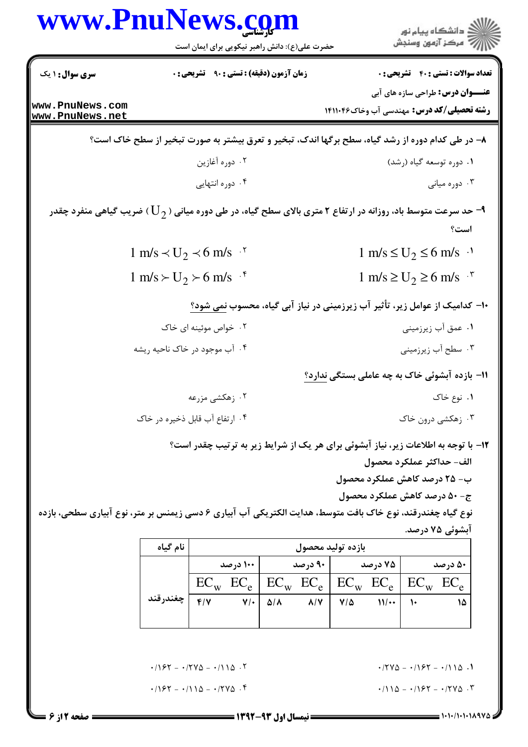**سری سوال:** ۱ یک

**زمان آزمون (دقیقه) : تستی :** ۹۰ **تشریحی :** ۰

**تعداد سوالات : تستی :** ۴۰ **تشریحی :** ۰

**عنـــوان درس:** طراحی سازه های آبی

**رشته تحصیلی/کد درس:** مهندسی آب وخاک ۱۴۱۱۰۴۶

۸- در طی کدام دوره از رشد گیاه، سطح برگها اندک، تبخیر و تعرق بیشتر به صورت تبخیر از سطح خاک است؟

۱. دوره توسعه گیاه (رشد)

۲. دوره آغازین

۳. دوره میانی

۴. دوره انتهایی

۹- حد سرعت متوسط باد، روزانه در ارتفاع ۲ متری بالای سطح گیاه، در طی دوره میانی ($U_2$) ضریب گیاهی منفرد چقدر است؟

۱. $1\ m/s \le U_2 \le 6\ m/s$

۲. $1\ m/s \prec U_2 \prec 6\ m/s$

۳. $1\ m/s \ge U_2 \ge 6\ m/s$

۴. $1\ m/s \succ U_2 \succ 6\ m/s$

۱۰- کدامیک از عوامل زیر، تأثیر آب زیرزمینی در نیاز آبی گیاه، محسوب نمی شود؟

۱. عمق آب زیرزمینی

۲. خواص موئینه ای خاک

۳. سطح آب زیرزمینی

۴. آب موجود در خاک ناحیه ریشه

۱۱- بازده آبشوئی خاک به چه عاملی بستگی ندارد؟

۱. نوع خاک

۲. زهکشی مزرعه

۳. زهکشی درون خاک

۴. ارتفاع آب قابل ذخیره در خاک

۱۲- با توجه به اطلاعات زیر، نیاز آبشوئی برای هر یک از شرایط زیر به ترتیب چقدر است؟

الف- حداکثر عملکرد محصول

ب- ۲۵ درصد کاهش عملکرد محصول

ج- ۵۰ درصد کاهش عملکرد محصول

نوع گیاه چغندرقند، نوع خاک بافت متوسط، هدایت الکتریکی آب آبیاری ۶ دسی زیمنس بر متر، نوع آبیاری سطحی، بازده آبشوئی ۷۵ درصد.

| نام گیاه | بازده تولید محصول | | | | | | | |
|---|---|---|---|---|---|---|---|---|
| | ۱۰۰ درصد | | ۹۰ درصد | | ۷۵ درصد | | ۵۰ درصد | |
| | $EC_e$ | $EC_w$ | $EC_e$ | $EC_w$ | $EC_e$ | $EC_w$ | $EC_e$ | $EC_w$ |
| چغندرقند | ۷/۰ | ۴/۷ | ۸/۷ | ۵/۸ | ۱۱/۰۰ | ۷/۵ | ۱۵ | ۱۰ |

۱. ۰/۱۱۵ - ۰/۱۶۲ - ۰/۲۷۵

۲. ۰/۱۱۵ - ۰/۲۷۵ - ۰/۱۶۲

۳. ۰/۲۷۵ - ۰/۱۶۲ - ۰/۱۱۵

۴. ۰/۲۷۵ - ۰/۱۱۵ - ۰/۱۶۲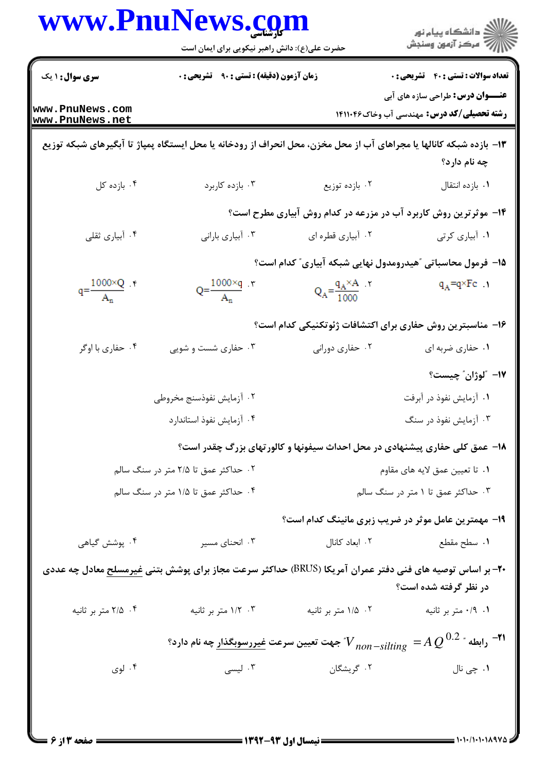**عنـــوان درس:** طراحی سازه های آبی

**رشته تحصیلی/کد درس:** مهندسی آب وخاک۱۴۱۱۰۴۶

**سری سوال:** ۱ یک

**زمان آزمون (دقیقه) : تستی :** ۹۰ **تشریحی :** ۰

**تعداد سوالات : تستی :** ۴۰ **تشریحی :** ۰

**۱۳- بازده شبکه کانالها یا مجراهای آب از محل مخزن، محل انحراف از رودخانه یا محل ایستگاه پمپاژ تا آبگیرهای شبکه توزیع چه نام دارد؟**

۱. بازده انتقال

۲. بازده توزیع

۳. بازده کاربرد

۴. بازده کل

**۱۴- موثرترین روش کاربرد آب در مزرعه در کدام روش آبیاری مطرح است؟**

۱. آبیاری کرتی

۲. آبیاری قطره ای

۳. آبیاری بارانی

۴. آبیاری ثقلی

**۱۵- فرمول محاسباتی "هیدرومدول نهایی شبکه آبیاری" کدام است؟**

۱. $q_A = q \times Fc$

۲. $Q_A = \frac{q_A \times A}{1000}$

۳. $Q = \frac{1000 \times q}{A_n}$

۴. $q = \frac{1000 \times Q}{A_n}$

**۱۶- مناسبترین روش حفاری برای اکتشافات ژئوتکنیکی کدام است؟**

۱. حفاری ضربه ای

۲. حفاری دورانی

۳. حفاری شست و شویی

۴. حفاری با اوگر

**۱۷- "لوژان" چیست؟**

۱. آزمایش نفوذ در آبرفت

۲. آزمایش نفوذسنج مخروطی

۳. آزمایش نفوذ در سنگ

۴. آزمایش نفوذ استاندارد

**۱۸- عمق کلی حفاری پیشنهادی در محل احداث سیفونها و کالورتهای بزرگ چقدر است؟**

۱. تا تعیین عمق لایه های مقاوم

۲. حداکثر عمق تا ۲/۵ متر در سنگ سالم

۳. حداکثر عمق تا ۱ متر در سنگ سالم

۴. حداکثر عمق تا ۱/۵ متر در سنگ سالم

**۱۹- مهمترین عامل موثر در ضریب زبری مانینگ کدام است؟**

۱. سطح مقطع

۲. ابعاد کانال

۳. انحنای مسیر

۴. پوشش گیاهی

**۲۰- بر اساس توصیه های فنی دفتر عمران آمریکا (BRUS) حداکثر سرعت مجاز برای پوشش بتنی غیرمسلح معادل چه عددی در نظر گرفته شده است؟**

۱. ۰/۹ متر بر ثانیه

۲. ۱/۵ متر بر ثانیه

۳. ۱/۲ متر بر ثانیه

۴. ۲/۵ متر بر ثانیه

**۲۱- رابطه " $V_{non-silting} = A\,Q^{0.2}$ " جهت تعیین سرعت غیررسوبگذار چه نام دارد؟**

۱. چی نال

۲. گریشگان

۳. لیسی

۴. لوی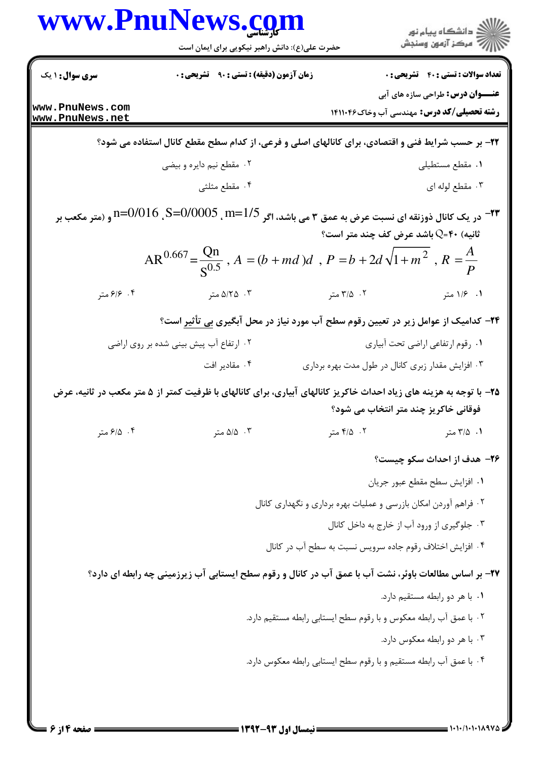**تعداد سوالات : تستی : ۴۰ تشریحی : ۰** | **زمان آزمون (دقیقه) : تستی : ۹۰ تشریحی : ۰** | **سری سوال : ۱ یک**

**عنـــوان درس:** طراحی سازه های آبی

**رشته تحصیلی/کد درس:** مهندسی آب وخاک۱۴۱۱۰۴۶

**۲۲-** بر حسب شرایط فنی و اقتصادی، برای کانالهای اصلی و فرعی، از کدام سطح مقطع کانال استفاده می شود؟

۱. مقطع مستطیلی

۲. مقطع نیم دایره و بیضی

۳. مقطع لوله ای

۴. مقطع مثلثی

**۲۳-** در یک کانال ذوزنقه ای نسبت عرض به عمق ۳ می باشد، اگر $m=1/5$ ، $S=0/0005$ ، $n=0/016$ و (متر مکعب بر ثانیه) $Q=40$ باشد عرض کف چند متر است؟

$$AR^{0.667}=\frac{Qn}{S^{0.5}}\ ,\ A=(b+md)d\ ,\ P=b+2d\sqrt{1+m^2}\ ,\ R=\frac{A}{P}$$

۱. ۱/۶ متر

۲. ۳/۵ متر

۳. ۵/۲۵ متر

۴. ۶/۶ متر

**۲۴-** کدامیک از عوامل زیر در تعیین رقوم سطح آب مورد نیاز در محل آبگیری بی تأثیر است؟

۱. رقوم ارتفاعی اراضی تحت آبیاری

۲. ارتفاع آب پیش بینی شده بر روی اراضی

۳. افزایش مقدار زبری کانال در طول مدت بهره برداری

۴. مقادیر افت

**۲۵-** با توجه به هزینه های زیاد احداث خاکریز کانالهای آبیاری، برای کانالهای با ظرفیت کمتر از ۵ متر مکعب در ثانیه، عرض فوقانی خاکریز چند متر انتخاب می شود؟

۱. ۳/۵ متر

۲. ۴/۵ متر

۳. ۵/۵ متر

۴. ۶/۵ متر

**۲۶-** هدف از احداث سکو چیست؟

۱. افزایش سطح مقطع عبور جریان

۲. فراهم آوردن امکان بازرسی و عملیات بهره برداری و نگهداری کانال

۳. جلوگیری از ورود آب از خارج به داخل کانال

۴. افزایش اختلاف رقوم جاده سرویس نسبت به سطح آب در کانال

**۲۷-** بر اساس مطالعات باوئر، نشت آب با عمق آب در کانال و رقوم سطح ایستابی آب زیرزمینی چه رابطه ای دارد؟

۱. با هر دو رابطه مستقیم دارد.

۲. با عمق آب رابطه معکوس و با رقوم سطح ایستابی رابطه مستقیم دارد.

۳. با هر دو رابطه معکوس دارد.

۴. با عمق آب رابطه مستقیم و با رقوم سطح ایستابی رابطه معکوس دارد.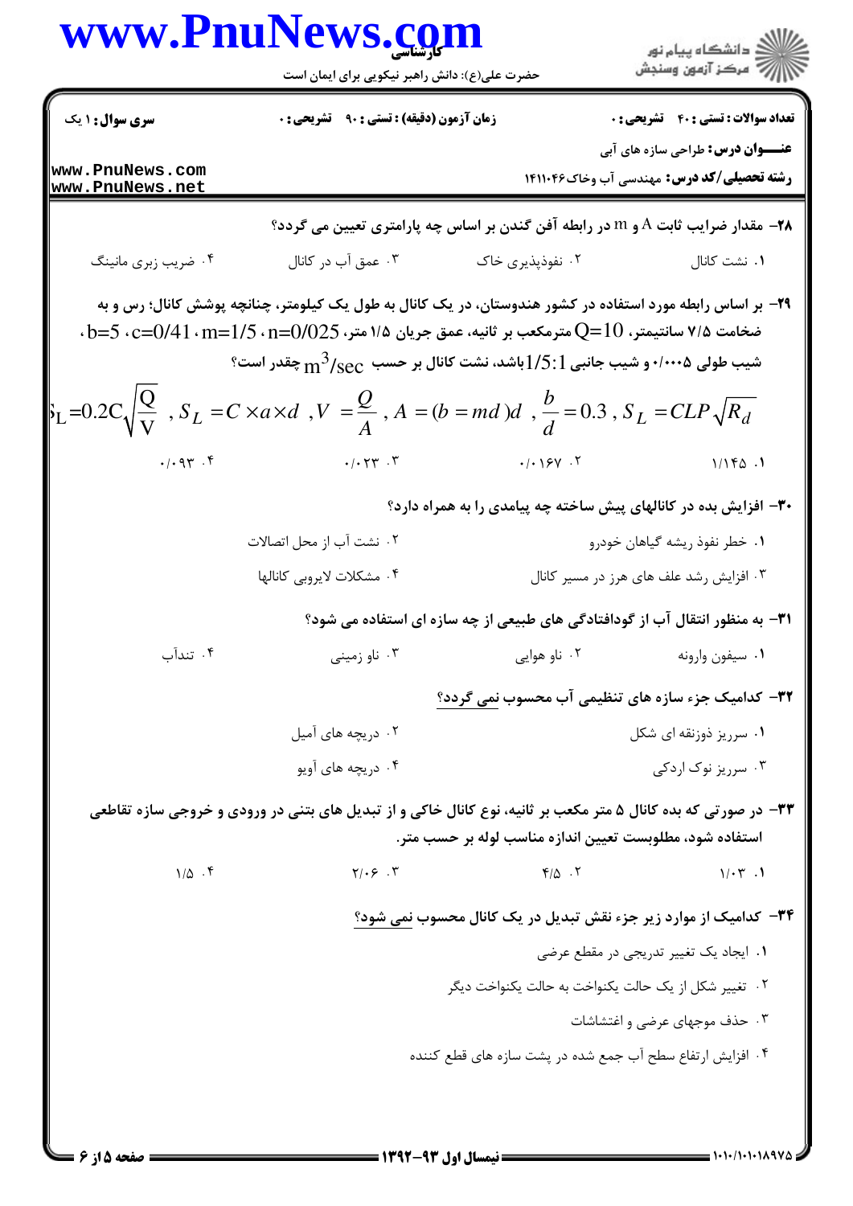**عنـــوان درس:** طراحی سازه های آبی

**رشته تحصیلی/کد درس:** مهندسی آب وخاک۱۴۱۱۰۴۶

**سری سوال:** ۱ یک

**زمان آزمون (دقیقه) : تستی :** ۹۰ **تشریحی :** ۰

**تعداد سوالات : تستی :** ۴۰ **تشریحی :** ۰

۲۸- مقدار ضرایب ثابت A و m در رابطه آفن گندن بر اساس چه پارامتری تعیین می گردد؟

۱. نشت کانال

۲. نفوذپذیری خاک

۳. عمق آب در کانال

۴. ضریب زبری مانینگ

۲۹- بر اساس رابطه مورد استفاده در کشور هندوستان، در یک کانال به طول یک کیلومتر، چنانچه پوشش کانال؛ رس و به ضخامت ۷/۵ سانتیمتر، $Q=10$ مترمکعب بر ثانیه، عمق جریان ۱/۵ متر، $n=0/025$ ، $m=1/5$ ، $c=0/41$ ، $b=5$ ، شیب طولی ۰/۰۰۰۵ و شیب جانبی $1/5:1$ باشد، نشت کانال بر حسب $m^3/sec$ چقدر است؟

$$S_L=0.2C\sqrt{\frac{Q}{V}}\ ,\ S_L=C\times a\times d\ ,\ V=\frac{Q}{A}\ ,\ A=(b=md)d\ ,\ \frac{b}{d}=0.3\ ,\ S_L=CLP\sqrt{R_d}$$

۱. ۱/۱۴۵

۲. ۰/۰۱۶۷

۳. ۰/۰۲۳

۴. ۰/۰۹۳

۳۰- افزایش بده در کانالهای پیش ساخته چه پیامدی را به همراه دارد؟

۱. خطر نفوذ ریشه گیاهان خودرو

۲. نشت آب از محل اتصالات

۳. افزایش رشد علف های هرز در مسیر کانال

۴. مشکلات لایروبی کانالها

۳۱- به منظور انتقال آب از گودافتادگی های طبیعی از چه سازه ای استفاده می شود؟

۱. سیفون وارونه

۲. ناو هوایی

۳. ناو زمینی

۴. تندآب

۳۲- کدامیک جزء سازه های تنظیمی آب محسوب نمی گردد؟

۱. سرریز ذوزنقه ای شکل

۲. دریچه های آمیل

۳. سرریز نوک اردکی

۴. دریچه های آویو

۳۳- در صورتی که بده کانال ۵ متر مکعب بر ثانیه، نوع کانال خاکی و از تبدیل های بتنی در ورودی و خروجی سازه تقاطعی استفاده شود، مطلوبست تعیین اندازه مناسب لوله بر حسب متر.

۱. ۱/۰۳

۲. ۴/۵

۳. ۲/۰۶

۴. ۱/۵

۳۴- کدامیک از موارد زیر جزء نقش تبدیل در یک کانال محسوب نمی شود؟

۱. ایجاد یک تغییر تدریجی در مقطع عرضی

۲. تغییر شکل از یک حالت یکنواخت به حالت یکنواخت دیگر

۳. حذف موجهای عرضی و اغتشاشات

۴. افزایش ارتفاع سطح آب جمع شده در پشت سازه های قطع کننده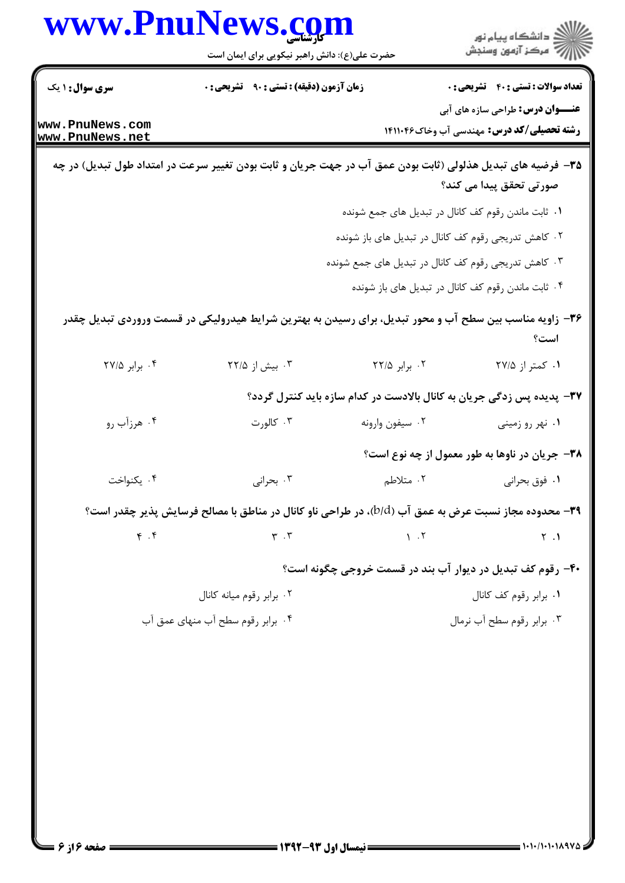**۳۵- فرضیه های تبدیل هذلولی (ثابت بودن عمق آب در جهت جریان و ثابت بودن تغییر سرعت در امتداد طول تبدیل) در چه صورتی تحقق پیدا می کند؟**

۱. ثابت ماندن رقوم کف کانال در تبدیل های جمع شونده

۲. کاهش تدریجی رقوم کف کانال در تبدیل های باز شونده

۳. کاهش تدریجی رقوم کف کانال در تبدیل های جمع شونده

۴. ثابت ماندن رقوم کف کانال در تبدیل های باز شونده

**۳۶- زاویه مناسب بین سطح آب و محور تبدیل، برای رسیدن به بهترین شرایط هیدرولیکی در قسمت ورودی تبدیل چقدر است؟**

۱. کمتر از ۲۷/۵ &nbsp;&nbsp;&nbsp; ۲. برابر ۲۲/۵ &nbsp;&nbsp;&nbsp; ۳. بیش از ۲۲/۵ &nbsp;&nbsp;&nbsp; ۴. برابر ۲۷/۵

**۳۷- پدیده پس زدگی جریان به کانال بالادست در کدام سازه باید کنترل گردد؟**

۱. نهر رو زمینی &nbsp;&nbsp;&nbsp; ۲. سیفون وارونه &nbsp;&nbsp;&nbsp; ۳. کالورت &nbsp;&nbsp;&nbsp; ۴. هرزآب رو

**۳۸- جریان در ناوها به طور معمول از چه نوع است؟**

۱. فوق بحرانی &nbsp;&nbsp;&nbsp; ۲. متلاطم &nbsp;&nbsp;&nbsp; ۳. بحرانی &nbsp;&nbsp;&nbsp; ۴. یکنواخت

**۳۹- محدوده مجاز نسبت عرض به عمق آب ($b/d$)، در طراحی ناو کانال در مناطق با مصالح فرسایش پذیر چقدر است؟**

۱. ۲ &nbsp;&nbsp;&nbsp; ۲. ۱ &nbsp;&nbsp;&nbsp; ۳. ۳ &nbsp;&nbsp;&nbsp; ۴. ۴

**۴۰- رقوم کف تبدیل در دیوار آب بند در قسمت خروجی چگونه است؟**

۱. برابر رقوم کف کانال

۲. برابر رقوم میانه کانال

۳. برابر رقوم سطح آب نرمال

۴. برابر رقوم سطح آب منهای عمق آب